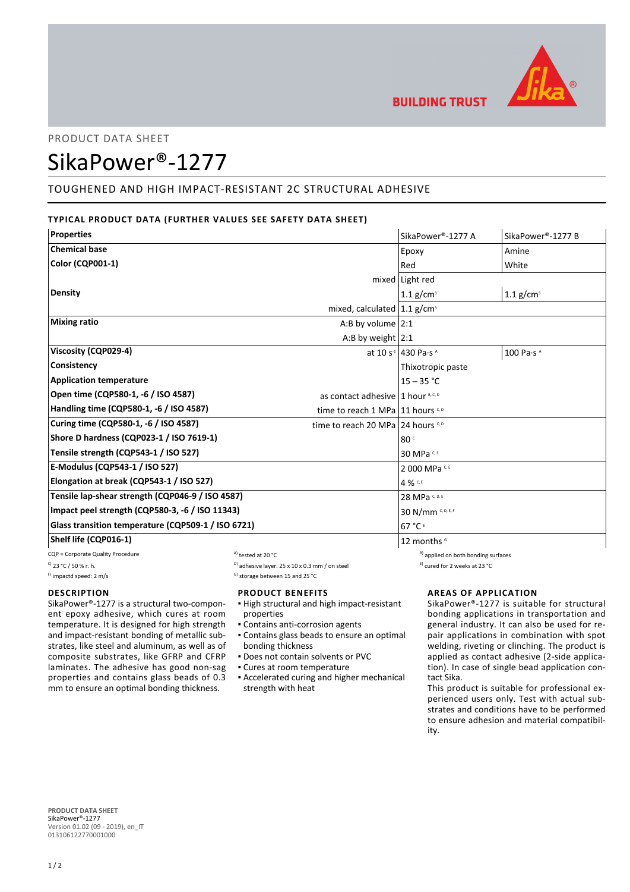PRODUCT DATA SHEET

# SikaPower®-1277

## TOUGHENED AND HIGH IMPACT-RESISTANT 2C STRUCTURAL ADHESIVE

### TYPICAL PRODUCT DATA (FURTHER VALUES SEE SAFETY DATA SHEET)

| Properties | | SikaPower®-1277 A | SikaPower®-1277 B |
|---|---|---|---|
| Chemical base | | Epoxy | Amine |
| Color (CQP001-1) | | Red | White |
| | mixed | Light red | |
| Density | | 1.1 g/cm³ | 1.1 g/cm³ |
| | mixed, calculated | 1.1 g/cm³ | |
| Mixing ratio | A:B by volume | 2:1 | |
| | A:B by weight | 2:1 | |
| Viscosity (CQP029-4) | at 10 s⁻¹ | 430 Pa·s [A] | 100 Pa·s [A] |
| Consistency | | Thixotropic paste | |
| Application temperature | | 15 – 35 °C | |
| Open time (CQP580-1, -6 / ISO 4587) | as contact adhesive | 1 hour [B, C, D] | |
| Handling time (CQP580-1, -6 / ISO 4587) | time to reach 1 MPa | 11 hours [C, D] | |
| Curing time (CQP580-1, -6 / ISO 4587) | time to reach 20 MPa | 24 hours [C, D] | |
| Shore D hardness (CQP023-1 / ISO 7619-1) | | 80 [C] | |
| Tensile strength (CQP543-1 / ISO 527) | | 30 MPa [C, E] | |
| E-Modulus (CQP543-1 / ISO 527) | | 2 000 MPa [C, E] | |
| Elongation at break (CQP543-1 / ISO 527) | | 4 % [C, E] | |
| Tensile lap-shear strength (CQP046-9 / ISO 4587) | | 28 MPa [C, D, E] | |
| Impact peel strength (CQP580-3, -6 / ISO 11343) | | 30 N/mm [C, D, E, F] | |
| Glass transition temperature (CQP509-1 / ISO 6721) | | 67 °C [E] | |
| Shelf life (CQP016-1) | | 12 months [G] | |

CQP = Corporate Quality Procedure
A) tested at 20 °C
B) applied on both bonding surfaces
C) 23 °C / 50 % r. h.
D) adhesive layer: 25 x 10 x 0.3 mm / on steel
E) cured for 2 weeks at 23 °C
F) impactd speed: 2 m/s
G) storage between 15 and 25 °C

### DESCRIPTION

SikaPower®-1277 is a structural two-component epoxy adhesive, which cures at room temperature. It is designed for high strength and impact-resistant bonding of metallic substrates, like steel and aluminum, as well as of composite substrates, like GFRP and CFRP laminates. The adhesive has good non-sag properties and contains glass beads of 0.3 mm to ensure an optimal bonding thickness.

### PRODUCT BENEFITS

- High structural and high impact-resistant properties
- Contains anti-corrosion agents
- Contains glass beads to ensure an optimal bonding thickness
- Does not contain solvents or PVC
- Cures at room temperature
- Accelerated curing and higher mechanical strength with heat

### AREAS OF APPLICATION

SikaPower®-1277 is suitable for structural bonding applications in transportation and general industry. It can also be used for repair applications in combination with spot welding, riveting or clinching. The product is applied as contact adhesive (2-side application). In case of single bead application contact Sika.

This product is suitable for professional experienced users only. Test with actual substrates and conditions have to be performed to ensure adhesion and material compatibility.

**PRODUCT DATA SHEET**
SikaPower®-1277
Version 01.02 (09 - 2019), en_IT
013106122770001000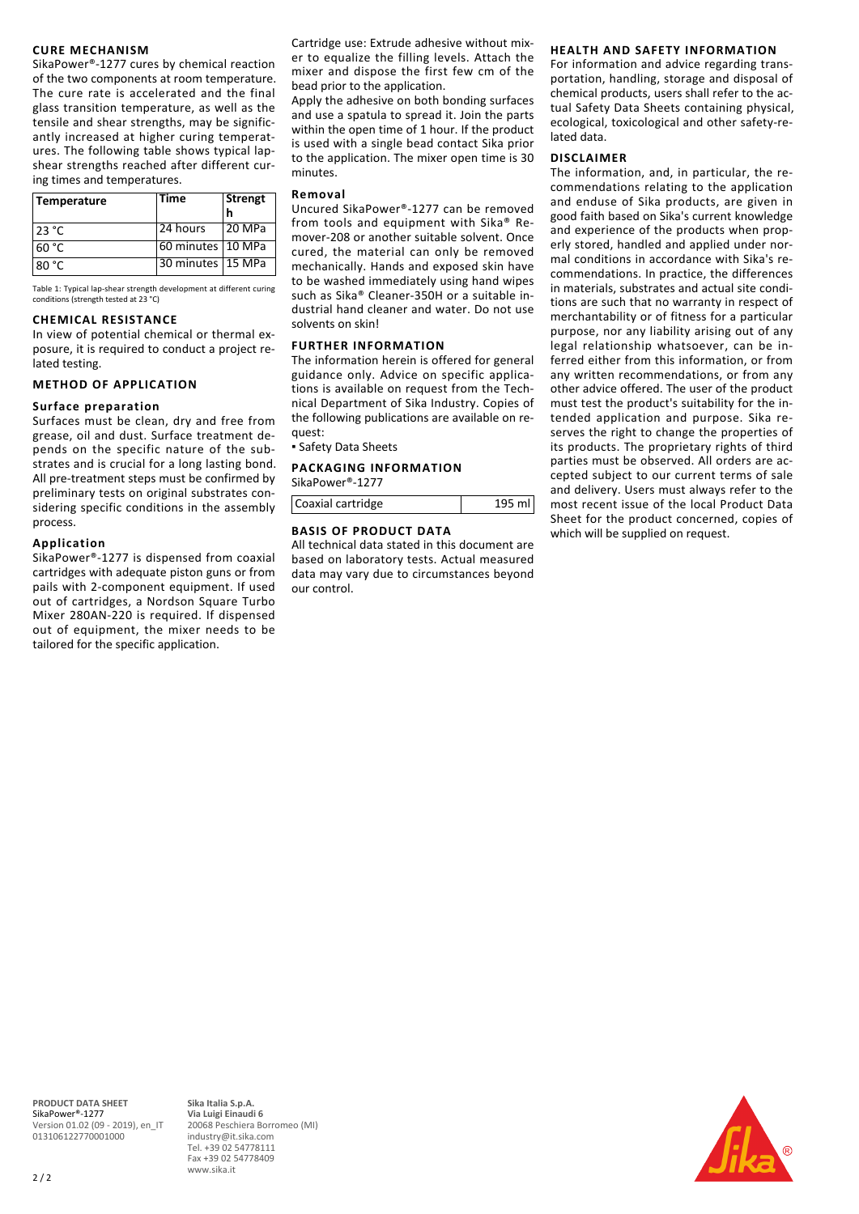## CURE MECHANISM

SikaPower®-1277 cures by chemical reaction of the two components at room temperature. The cure rate is accelerated and the final glass transition temperature, as well as the tensile and shear strengths, may be significantly increased at higher curing temperatures. The following table shows typical lap-shear strengths reached after different curing times and temperatures.

| Temperature | Time | Strength |
|---|---|---|
| 23 °C | 24 hours | 20 MPa |
| 60 °C | 60 minutes | 10 MPa |
| 80 °C | 30 minutes | 15 MPa |

Table 1: Typical lap-shear strength development at different curing conditions (strength tested at 23 °C)

## CHEMICAL RESISTANCE

In view of potential chemical or thermal exposure, it is required to conduct a project related testing.

## METHOD OF APPLICATION

### Surface preparation

Surfaces must be clean, dry and free from grease, oil and dust. Surface treatment depends on the specific nature of the substrates and is crucial for a long lasting bond. All pre-treatment steps must be confirmed by preliminary tests on original substrates considering specific conditions in the assembly process.

### Application

SikaPower®-1277 is dispensed from coaxial cartridges with adequate piston guns or from pails with 2-component equipment. If used out of cartridges, a Nordson Square Turbo Mixer 280AN-220 is required. If dispensed out of equipment, the mixer needs to be tailored for the specific application.

Cartridge use: Extrude adhesive without mixer to equalize the filling levels. Attach the mixer and dispose the first few cm of the bead prior to the application.

Apply the adhesive on both bonding surfaces and use a spatula to spread it. Join the parts within the open time of 1 hour. If the product is used with a single bead contact Sika prior to the application. The mixer open time is 30 minutes.

### Removal

Uncured SikaPower®-1277 can be removed from tools and equipment with Sika® Remover-208 or another suitable solvent. Once cured, the material can only be removed mechanically. Hands and exposed skin have to be washed immediately using hand wipes such as Sika® Cleaner-350H or a suitable industrial hand cleaner and water. Do not use solvents on skin!

## FURTHER INFORMATION

The information herein is offered for general guidance only. Advice on specific applications is available on request from the Technical Department of Sika Industry. Copies of the following publications are available on request:

- Safety Data Sheets

## PACKAGING INFORMATION

SikaPower®-1277

| | |
|---|---|
| Coaxial cartridge | 195 ml |

## BASIS OF PRODUCT DATA

All technical data stated in this document are based on laboratory tests. Actual measured data may vary due to circumstances beyond our control.

## HEALTH AND SAFETY INFORMATION

For information and advice regarding transportation, handling, storage and disposal of chemical products, users shall refer to the actual Safety Data Sheets containing physical, ecological, toxicological and other safety-related data.

## DISCLAIMER

The information, and, in particular, the recommendations relating to the application and enduse of Sika products, are given in good faith based on Sika's current knowledge and experience of the products when properly stored, handled and applied under normal conditions in accordance with Sika's recommendations. In practice, the differences in materials, substrates and actual site conditions are such that no warranty in respect of merchantability or of fitness for a particular purpose, nor any liability arising out of any legal relationship whatsoever, can be inferred either from this information, or from any written recommendations, or from any other advice offered. The user of the product must test the product's suitability for the intended application and purpose. Sika reserves the right to change the properties of its products. The proprietary rights of third parties must be observed. All orders are accepted subject to our current terms of sale and delivery. Users must always refer to the most recent issue of the local Product Data Sheet for the product concerned, copies of which will be supplied on request.

**PRODUCT DATA SHEET**
**SikaPower®-1277**
Version 01.02 (09 - 2019), en_IT
013106122770001000

**Sika Italia S.p.A.**
**Via Luigi Einaudi 6**
20068 Peschiera Borromeo (MI)
industry@it.sika.com
Tel. +39 02 54778111
Fax +39 02 54778409
www.sika.it